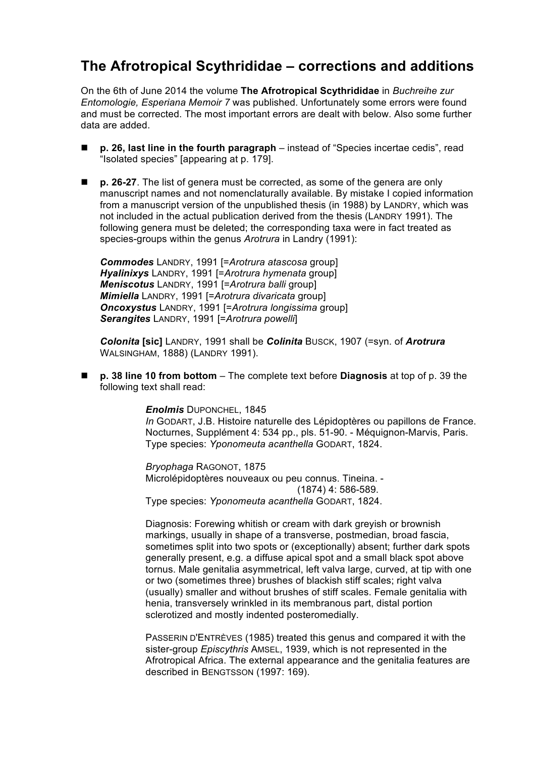# The Afrotropical Scythrididae – corrections and additions

On the 6th of June 2014 the volume **The Afrotropical Scythrididae** in *Buchreihe zur Entomologie, Esperiana Memoir 7* was published. Unfortunately some errors were found and must be corrected. The most important errors are dealt with below. Also some further data are added.

- **p. 26, last line in the fourth paragraph** – instead of "Species incertae cedis", read "Isolated species" [appearing at p. 179].

- **p. 26-27**. The list of genera must be corrected, as some of the genera are only manuscript names and not nomenclaturally available. By mistake I copied information from a manuscript version of the unpublished thesis (in 1988) by LANDRY, which was not included in the actual publication derived from the thesis (LANDRY 1991). The following genera must be deleted; the corresponding taxa were in fact treated as species-groups within the genus *Arotrura* in Landry (1991):

  ***Commodes*** LANDRY, 1991 [=*Arotrura atascosa* group]
  ***Hyalinixys*** LANDRY, 1991 [=*Arotrura hymenata* group]
  ***Meniscotus*** LANDRY, 1991 [=*Arotrura balli* group]
  ***Mimiella*** LANDRY, 1991 [=*Arotrura divaricata* group]
  ***Oncoxystus*** LANDRY, 1991 [=*Arotrura longissima* group]
  ***Serangites*** LANDRY, 1991 [=*Arotrura powelli*]

  ***Colonita*** **[sic]** LANDRY, 1991 shall be ***Colinita*** BUSCK, 1907 (=syn. of ***Arotrura*** WALSINGHAM, 1888) (LANDRY 1991).

- **p. 38 line 10 from bottom** – The complete text before **Diagnosis** at top of p. 39 the following text shall read:

  ***Enolmis*** DUPONCHEL, 1845
  *In* GODART, J.B. Histoire naturelle des Lépidoptères ou papillons de France. Nocturnes, Supplément 4: 534 pp., pls. 51-90. - Méquignon-Marvis, Paris.
  Type species: *Yponomeuta acanthella* GODART, 1824.

  *Bryophaga* RAGONOT, 1875
  Microlépidoptères nouveaux ou peu connus. Tineina. -
  (1874) 4: 586-589.
  Type species: *Yponomeuta acanthella* GODART, 1824.

  Diagnosis: Forewing whitish or cream with dark greyish or brownish markings, usually in shape of a transverse, postmedian, broad fascia, sometimes split into two spots or (exceptionally) absent; further dark spots generally present, e.g. a diffuse apical spot and a small black spot above tornus. Male genitalia asymmetrical, left valva large, curved, at tip with one or two (sometimes three) brushes of blackish stiff scales; right valva (usually) smaller and without brushes of stiff scales. Female genitalia with henia, transversely wrinkled in its membranous part, distal portion sclerotized and mostly indented posteromedially.

  PASSERIN D'ENTRÈVES (1985) treated this genus and compared it with the sister-group *Episcythris* AMSEL, 1939, which is not represented in the Afrotropical Africa. The external appearance and the genitalia features are described in BENGTSSON (1997: 169).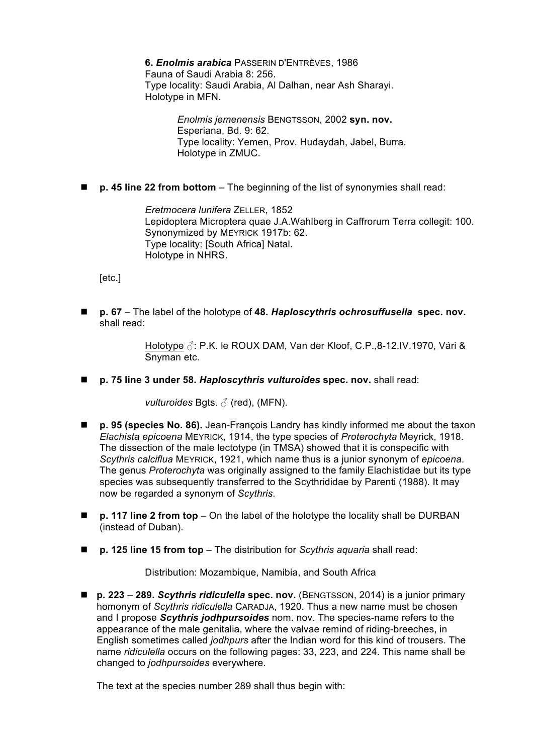**6. *Enolmis arabica*** PASSERIN D'ENTRÈVES, 1986
Fauna of Saudi Arabia 8: 256.
Type locality: Saudi Arabia, Al Dalhan, near Ash Sharayi.
Holotype in MFN.

> *Enolmis jemenensis* BENGTSSON, 2002 **syn. nov.**
> Esperiana, Bd. 9: 62.
> Type locality: Yemen, Prov. Hudaydah, Jabel, Burra.
> Holotype in ZMUC.

- **p. 45 line 22 from bottom** – The beginning of the list of synonymies shall read:

  > *Eretmocera lunifera* ZELLER, 1852
  > Lepidoptera Microptera quae J.A.Wahlberg in Caffrorum Terra collegit: 100.
  > Synonymized by MEYRICK 1917b: 62.
  > Type locality: [South Africa] Natal.
  > Holotype in NHRS.

  [etc.]

- **p. 67** – The label of the holotype of **48. *Haploscythris ochrosuffusella* spec. nov.** shall read:

  > Holotype ♂: P.K. le ROUX DAM, Van der Kloof, C.P.,8-12.IV.1970, Vári & Snyman etc.

- **p. 75 line 3 under 58. *Haploscythris vulturoides* spec. nov.** shall read:

  > *vulturoides* Bgts. ♂ (red), (MFN).

- **p. 95 (species No. 86).** Jean-François Landry has kindly informed me about the taxon *Elachista epicoena* MEYRICK, 1914, the type species of *Proterochyta* Meyrick, 1918. The dissection of the male lectotype (in TMSA) showed that it is conspecific with *Scythris calciflua* MEYRICK, 1921, which name thus is a junior synonym of *epicoena*. The genus *Proterochyta* was originally assigned to the family Elachistidae but its type species was subsequently transferred to the Scythrididae by Parenti (1988). It may now be regarded a synonym of *Scythris*.

- **p. 117 line 2 from top** – On the label of the holotype the locality shall be DURBAN (instead of Duban).

- **p. 125 line 15 from top** – The distribution for *Scythris aquaria* shall read:

  > Distribution: Mozambique, Namibia, and South Africa

- **p. 223** – **289. *Scythris ridiculella* spec. nov.** (BENGTSSON, 2014) is a junior primary homonym of *Scythris ridiculella* CARADJA, 1920. Thus a new name must be chosen and I propose ***Scythris jodhpursoides*** nom. nov. The species-name refers to the appearance of the male genitalia, where the valvae remind of riding-breeches, in English sometimes called *jodhpurs* after the Indian word for this kind of trousers. The name *ridiculella* occurs on the following pages: 33, 223, and 224. This name shall be changed to *jodhpursoides* everywhere.

  The text at the species number 289 shall thus begin with: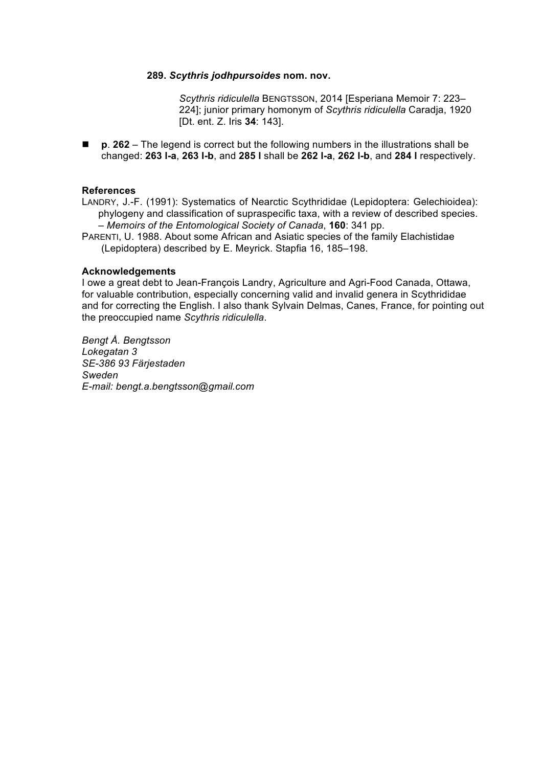**289. *Scythris jodhpursoides* nom. nov.**

> *Scythris ridiculella* BENGTSSON, 2014 [Esperiana Memoir 7: 223–224]; junior primary homonym of *Scythris ridiculella* Caradja, 1920 [Dt. ent. Z. Iris **34**: 143].

- **p**. **262** – The legend is correct but the following numbers in the illustrations shall be changed: **263 I-a**, **263 I-b**, and **285 I** shall be **262 I-a**, **262 I-b**, and **284 I** respectively.

**References**

LANDRY, J.-F. (1991): Systematics of Nearctic Scythrididae (Lepidoptera: Gelechioidea): phylogeny and classification of supraspecific taxa, with a review of described species. – *Memoirs of the Entomological Society of Canada*, **160**: 341 pp.

PARENTI, U. 1988. About some African and Asiatic species of the family Elachistidae (Lepidoptera) described by E. Meyrick. Stapfia 16, 185–198.

**Acknowledgements**

I owe a great debt to Jean-François Landry, Agriculture and Agri-Food Canada, Ottawa, for valuable contribution, especially concerning valid and invalid genera in Scythrididae and for correcting the English. I also thank Sylvain Delmas, Canes, France, for pointing out the preoccupied name *Scythris ridiculella*.

*Bengt Å. Bengtsson*
*Lokegatan 3*
*SE-386 93 Färjestaden*
*Sweden*
*E-mail: bengt.a.bengtsson@gmail.com*